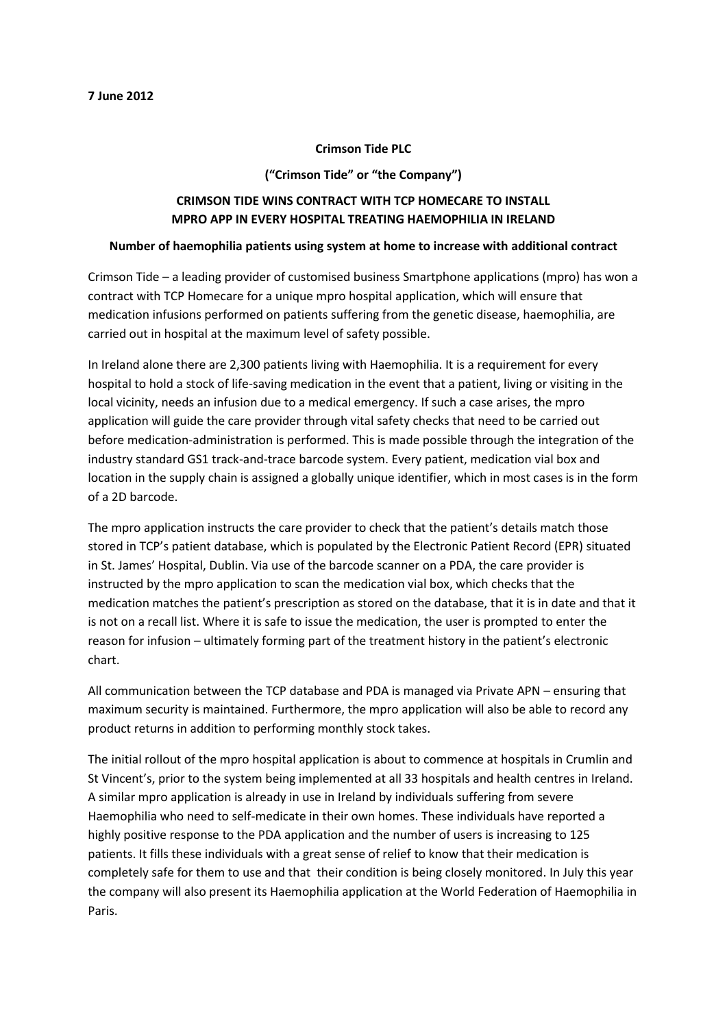**7 June 2012**

**Crimson Tide PLC**

**("Crimson Tide" or "the Company")**

**CRIMSON TIDE WINS CONTRACT WITH TCP HOMECARE TO INSTALL MPRO APP IN EVERY HOSPITAL TREATING HAEMOPHILIA IN IRELAND**

**Number of haemophilia patients using system at home to increase with additional contract**

Crimson Tide – a leading provider of customised business Smartphone applications (mpro) has won a contract with TCP Homecare for a unique mpro hospital application, which will ensure that medication infusions performed on patients suffering from the genetic disease, haemophilia, are carried out in hospital at the maximum level of safety possible.

In Ireland alone there are 2,300 patients living with Haemophilia. It is a requirement for every hospital to hold a stock of life-saving medication in the event that a patient, living or visiting in the local vicinity, needs an infusion due to a medical emergency. If such a case arises, the mpro application will guide the care provider through vital safety checks that need to be carried out before medication-administration is performed. This is made possible through the integration of the industry standard GS1 track-and-trace barcode system. Every patient, medication vial box and location in the supply chain is assigned a globally unique identifier, which in most cases is in the form of a 2D barcode.

The mpro application instructs the care provider to check that the patient's details match those stored in TCP's patient database, which is populated by the Electronic Patient Record (EPR) situated in St. James' Hospital, Dublin. Via use of the barcode scanner on a PDA, the care provider is instructed by the mpro application to scan the medication vial box, which checks that the medication matches the patient's prescription as stored on the database, that it is in date and that it is not on a recall list. Where it is safe to issue the medication, the user is prompted to enter the reason for infusion – ultimately forming part of the treatment history in the patient's electronic chart.

All communication between the TCP database and PDA is managed via Private APN – ensuring that maximum security is maintained. Furthermore, the mpro application will also be able to record any product returns in addition to performing monthly stock takes.

The initial rollout of the mpro hospital application is about to commence at hospitals in Crumlin and St Vincent's, prior to the system being implemented at all 33 hospitals and health centres in Ireland. A similar mpro application is already in use in Ireland by individuals suffering from severe Haemophilia who need to self-medicate in their own homes. These individuals have reported a highly positive response to the PDA application and the number of users is increasing to 125 patients. It fills these individuals with a great sense of relief to know that their medication is completely safe for them to use and that their condition is being closely monitored. In July this year the company will also present its Haemophilia application at the World Federation of Haemophilia in Paris.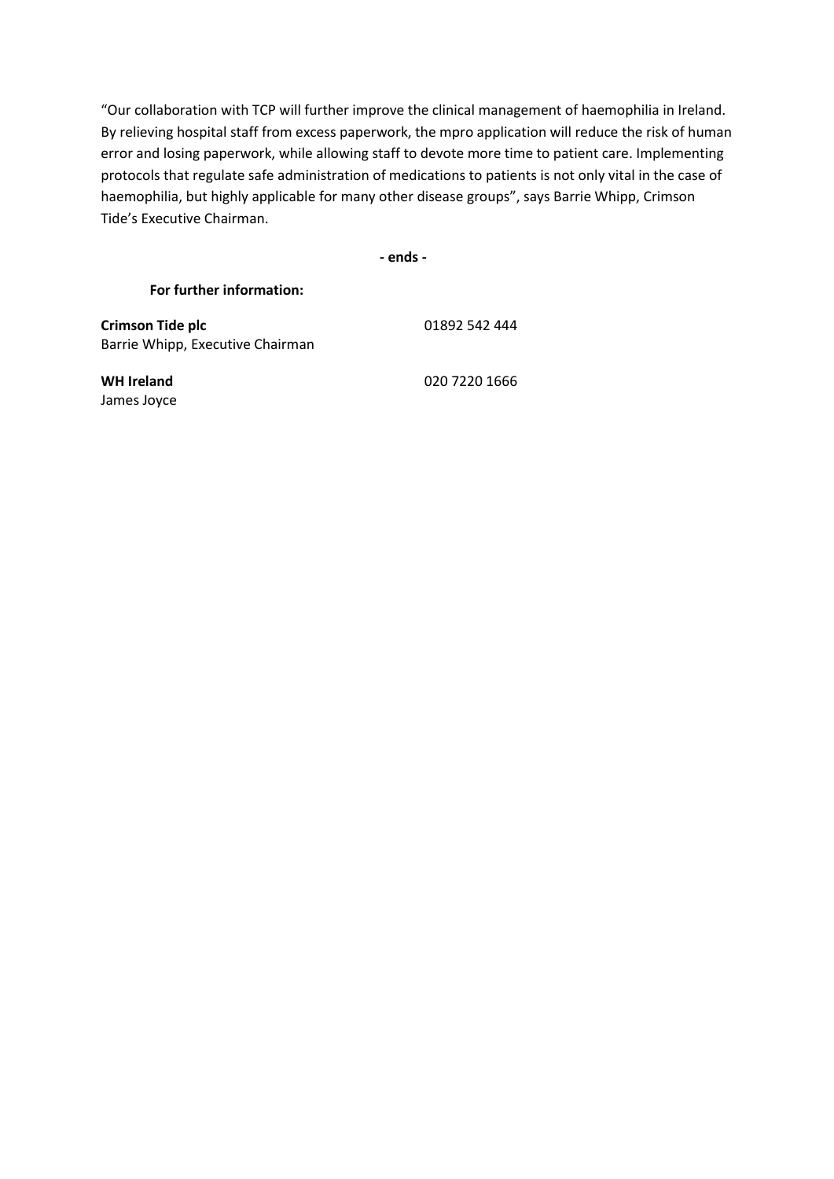"Our collaboration with TCP will further improve the clinical management of haemophilia in Ireland. By relieving hospital staff from excess paperwork, the mpro application will reduce the risk of human error and losing paperwork, while allowing staff to devote more time to patient care. Implementing protocols that regulate safe administration of medications to patients is not only vital in the case of haemophilia, but highly applicable for many other disease groups", says Barrie Whipp, Crimson Tide's Executive Chairman.

**- ends -**

**For further information:**

| | |
|---|---|
| **Crimson Tide plc**<br>Barrie Whipp, Executive Chairman | 01892 542 444 |
| **WH Ireland**<br>James Joyce | 020 7220 1666 |